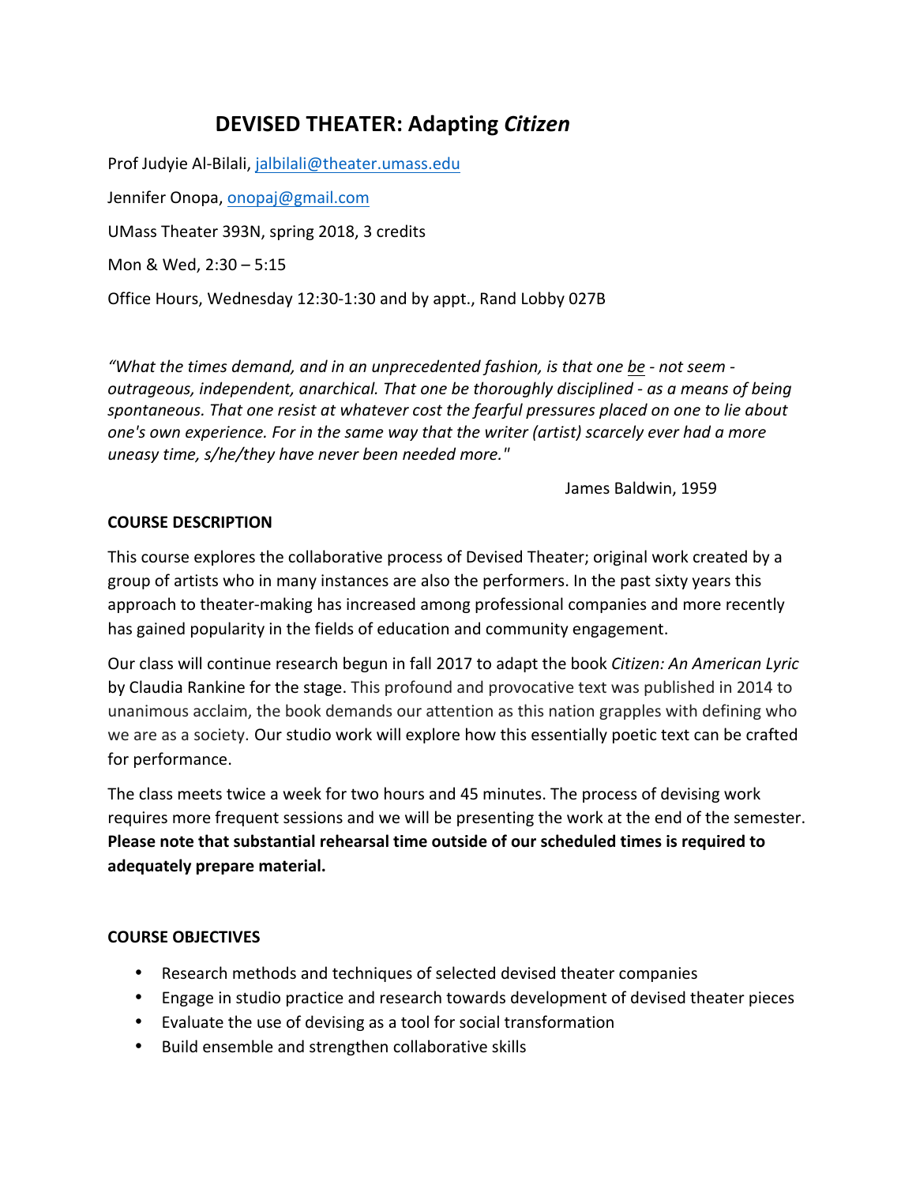# DEVISED THEATER: Adapting *Citizen*

Prof Judyie Al-Bilali, jalbilali@theater.umass.edu

Jennifer Onopa, onopaj@gmail.com

UMass Theater 393N, spring 2018, 3 credits

Mon & Wed, 2:30 – 5:15

Office Hours, Wednesday 12:30-1:30 and by appt., Rand Lobby 027B

*"What the times demand, and in an unprecedented fashion, is that one be - not seem - outrageous, independent, anarchical. That one be thoroughly disciplined - as a means of being spontaneous. That one resist at whatever cost the fearful pressures placed on one to lie about one's own experience. For in the same way that the writer (artist) scarcely ever had a more uneasy time, s/he/they have never been needed more."*

James Baldwin, 1959

**COURSE DESCRIPTION**

This course explores the collaborative process of Devised Theater; original work created by a group of artists who in many instances are also the performers. In the past sixty years this approach to theater-making has increased among professional companies and more recently has gained popularity in the fields of education and community engagement.

Our class will continue research begun in fall 2017 to adapt the book *Citizen: An American Lyric* by Claudia Rankine for the stage. This profound and provocative text was published in 2014 to unanimous acclaim, the book demands our attention as this nation grapples with defining who we are as a society. Our studio work will explore how this essentially poetic text can be crafted for performance.

The class meets twice a week for two hours and 45 minutes. The process of devising work requires more frequent sessions and we will be presenting the work at the end of the semester. **Please note that substantial rehearsal time outside of our scheduled times is required to adequately prepare material.**

**COURSE OBJECTIVES**

- Research methods and techniques of selected devised theater companies
- Engage in studio practice and research towards development of devised theater pieces
- Evaluate the use of devising as a tool for social transformation
- Build ensemble and strengthen collaborative skills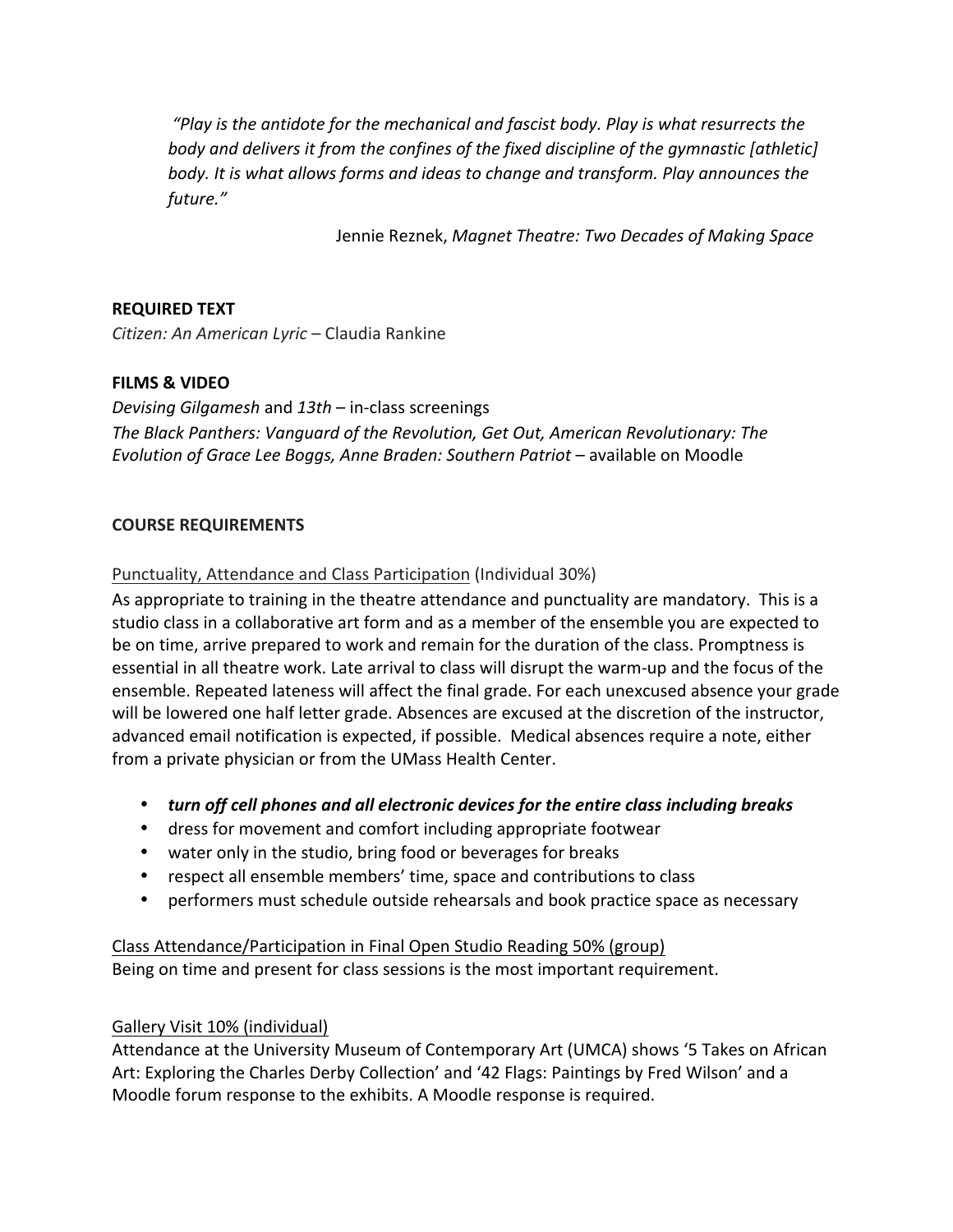*"Play is the antidote for the mechanical and fascist body. Play is what resurrects the body and delivers it from the confines of the fixed discipline of the gymnastic [athletic] body. It is what allows forms and ideas to change and transform. Play announces the future."*

Jennie Reznek, *Magnet Theatre: Two Decades of Making Space*

**REQUIRED TEXT**

*Citizen: An American Lyric* – Claudia Rankine

**FILMS & VIDEO**

*Devising Gilgamesh* and *13th* – in-class screenings
*The Black Panthers: Vanguard of the Revolution, Get Out, American Revolutionary: The Evolution of Grace Lee Boggs, Anne Braden: Southern Patriot* – available on Moodle

**COURSE REQUIREMENTS**

<u>Punctuality, Attendance and Class Participation</u> (Individual 30%)
As appropriate to training in the theatre attendance and punctuality are mandatory. This is a studio class in a collaborative art form and as a member of the ensemble you are expected to be on time, arrive prepared to work and remain for the duration of the class. Promptness is essential in all theatre work. Late arrival to class will disrupt the warm-up and the focus of the ensemble. Repeated lateness will affect the final grade. For each unexcused absence your grade will be lowered one half letter grade. Absences are excused at the discretion of the instructor, advanced email notification is expected, if possible. Medical absences require a note, either from a private physician or from the UMass Health Center.

- ***turn off cell phones and all electronic devices for the entire class including breaks***
- dress for movement and comfort including appropriate footwear
- water only in the studio, bring food or beverages for breaks
- respect all ensemble members' time, space and contributions to class
- performers must schedule outside rehearsals and book practice space as necessary

<u>Class Attendance/Participation in Final Open Studio Reading 50% (group)</u>
Being on time and present for class sessions is the most important requirement.

<u>Gallery Visit 10% (individual)</u>
Attendance at the University Museum of Contemporary Art (UMCA) shows '5 Takes on African Art: Exploring the Charles Derby Collection' and '42 Flags: Paintings by Fred Wilson' and a Moodle forum response to the exhibits. A Moodle response is required.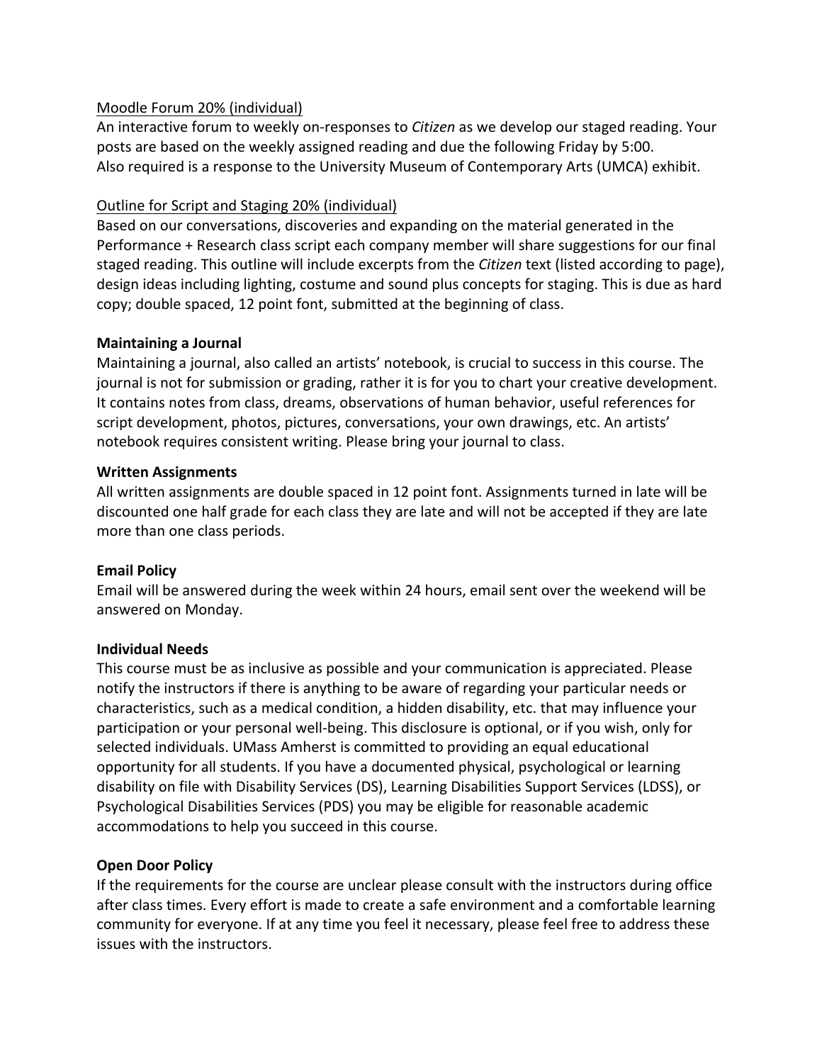Moodle Forum 20% (individual)

An interactive forum to weekly on-responses to *Citizen* as we develop our staged reading. Your posts are based on the weekly assigned reading and due the following Friday by 5:00.
Also required is a response to the University Museum of Contemporary Arts (UMCA) exhibit.

Outline for Script and Staging 20% (individual)

Based on our conversations, discoveries and expanding on the material generated in the Performance + Research class script each company member will share suggestions for our final staged reading. This outline will include excerpts from the *Citizen* text (listed according to page), design ideas including lighting, costume and sound plus concepts for staging. This is due as hard copy; double spaced, 12 point font, submitted at the beginning of class.

**Maintaining a Journal**

Maintaining a journal, also called an artists' notebook, is crucial to success in this course. The journal is not for submission or grading, rather it is for you to chart your creative development. It contains notes from class, dreams, observations of human behavior, useful references for script development, photos, pictures, conversations, your own drawings, etc. An artists' notebook requires consistent writing. Please bring your journal to class.

**Written Assignments**

All written assignments are double spaced in 12 point font. Assignments turned in late will be discounted one half grade for each class they are late and will not be accepted if they are late more than one class periods.

**Email Policy**

Email will be answered during the week within 24 hours, email sent over the weekend will be answered on Monday.

**Individual Needs**

This course must be as inclusive as possible and your communication is appreciated. Please notify the instructors if there is anything to be aware of regarding your particular needs or characteristics, such as a medical condition, a hidden disability, etc. that may influence your participation or your personal well-being. This disclosure is optional, or if you wish, only for selected individuals. UMass Amherst is committed to providing an equal educational opportunity for all students. If you have a documented physical, psychological or learning disability on file with Disability Services (DS), Learning Disabilities Support Services (LDSS), or Psychological Disabilities Services (PDS) you may be eligible for reasonable academic accommodations to help you succeed in this course.

**Open Door Policy**

If the requirements for the course are unclear please consult with the instructors during office after class times. Every effort is made to create a safe environment and a comfortable learning community for everyone. If at any time you feel it necessary, please feel free to address these issues with the instructors.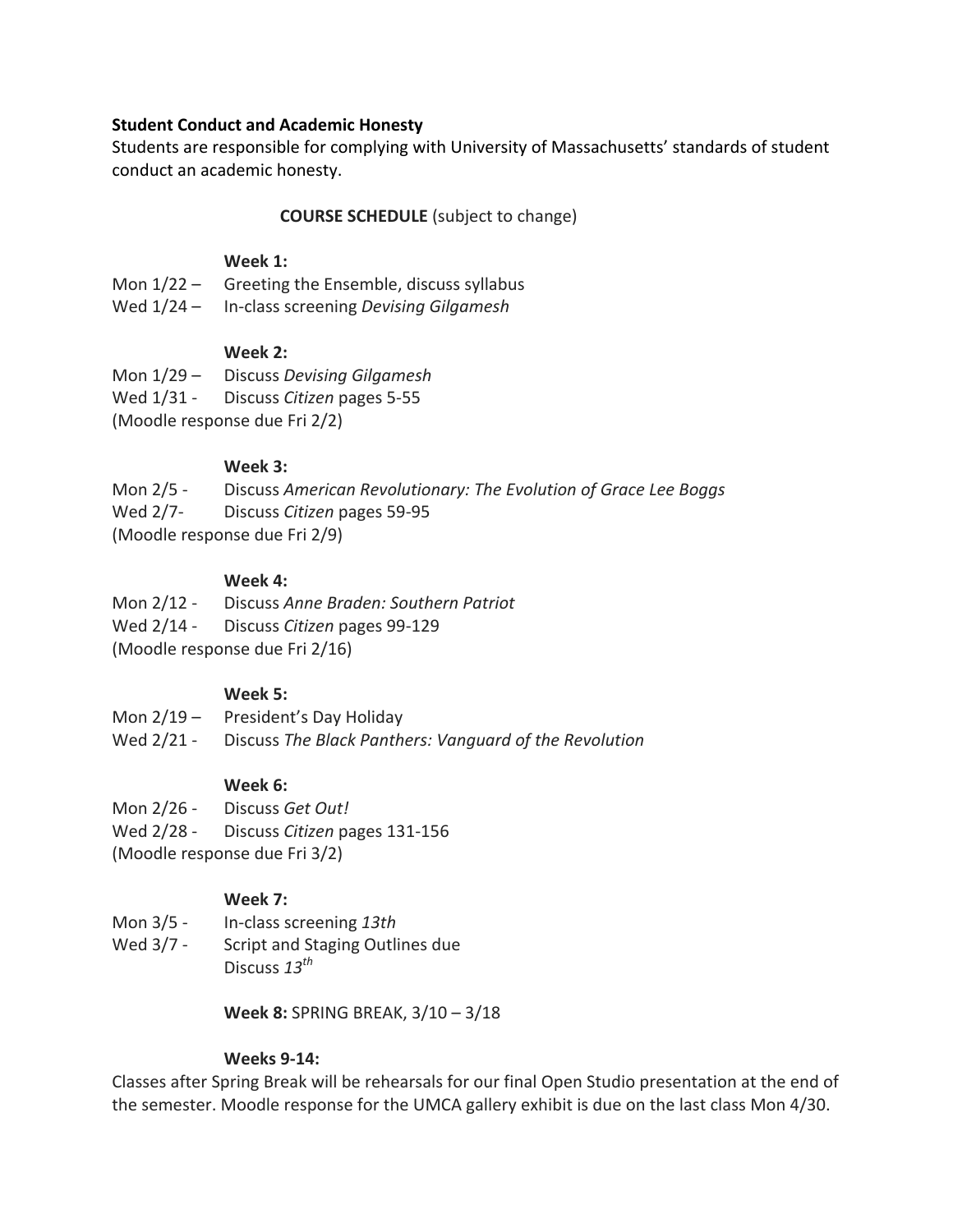**Student Conduct and Academic Honesty**
Students are responsible for complying with University of Massachusetts' standards of student conduct an academic honesty.

**COURSE SCHEDULE** (subject to change)

**Week 1:**

Mon 1/22 – Greeting the Ensemble, discuss syllabus
Wed 1/24 – In-class screening *Devising Gilgamesh*

**Week 2:**

Mon 1/29 – Discuss *Devising Gilgamesh*
Wed 1/31 - Discuss *Citizen* pages 5-55
(Moodle response due Fri 2/2)

**Week 3:**

Mon 2/5 - Discuss *American Revolutionary: The Evolution of Grace Lee Boggs*
Wed 2/7- Discuss *Citizen* pages 59-95
(Moodle response due Fri 2/9)

**Week 4:**

Mon 2/12 - Discuss *Anne Braden: Southern Patriot*
Wed 2/14 - Discuss *Citizen* pages 99-129
(Moodle response due Fri 2/16)

**Week 5:**

Mon 2/19 – President's Day Holiday
Wed 2/21 - Discuss *The Black Panthers: Vanguard of the Revolution*

**Week 6:**

Mon 2/26 - Discuss *Get Out!*
Wed 2/28 - Discuss *Citizen* pages 131-156
(Moodle response due Fri 3/2)

**Week 7:**

Mon 3/5 - In-class screening *13th*
Wed 3/7 - Script and Staging Outlines due
Discuss *13th*

**Week 8:** SPRING BREAK, 3/10 – 3/18

**Weeks 9-14:**

Classes after Spring Break will be rehearsals for our final Open Studio presentation at the end of the semester. Moodle response for the UMCA gallery exhibit is due on the last class Mon 4/30.